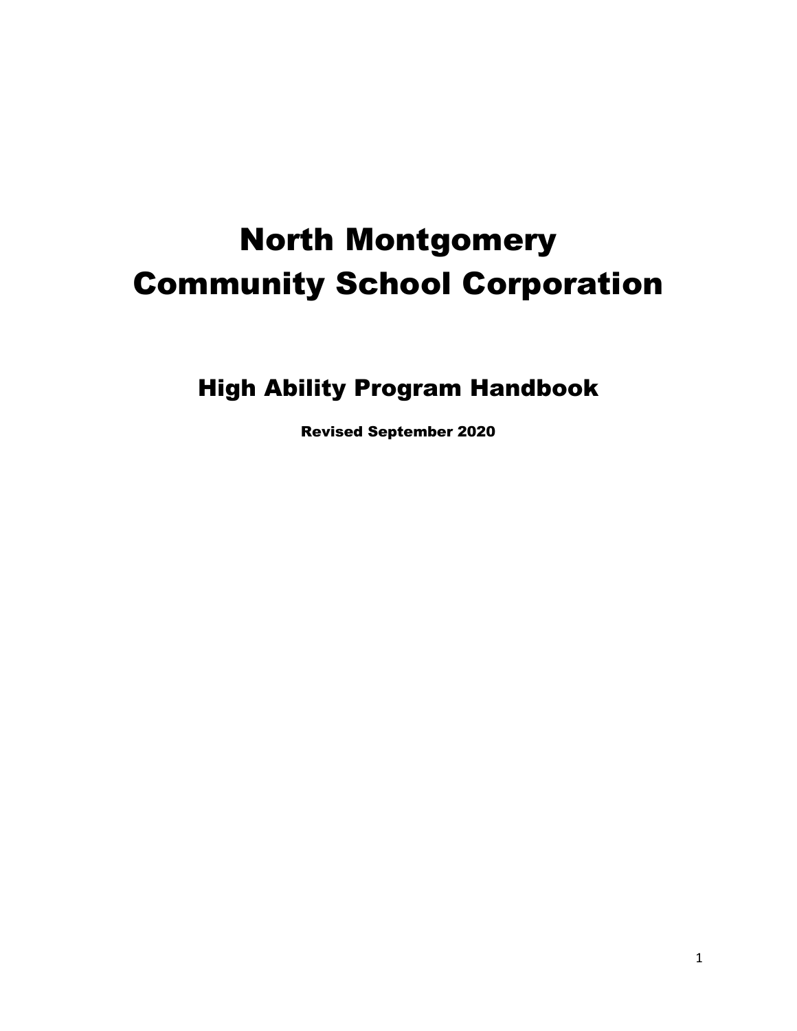# North Montgomery Community School Corporation

## High Ability Program Handbook

**Revised September 2020**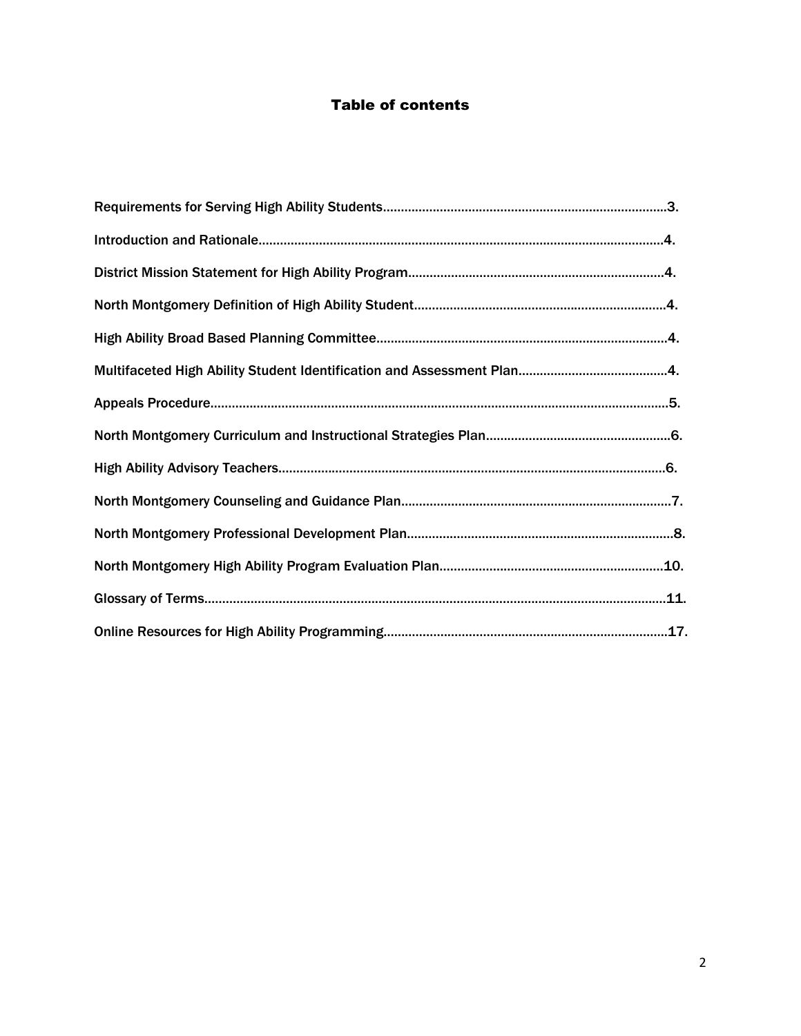# Table of contents

Requirements for Serving High Ability Students……………………………………………………………………3.

Introduction and Rationale………………………………………………………………………………………………4.

District Mission Statement for High Ability Program……………………………………………………………4.

North Montgomery Definition of High Ability Student……………………………………………………………4.

High Ability Broad Based Planning Committee……………………………………………………………………4.

Multifaceted High Ability Student Identification and Assessment Plan……………………………………4.

Appeals Procedure……………………………………………………………………………………………………………5.

North Montgomery Curriculum and Instructional Strategies Plan……………………………………………6.

High Ability Advisory Teachers…………………………………………………………………………………………6.

North Montgomery Counseling and Guidance Plan………………………………………………………………7.

North Montgomery Professional Development Plan………………………………………………………………8.

North Montgomery High Ability Program Evaluation Plan………………………………………………………10.

Glossary of Terms……………………………………………………………………………………………………………11.

Online Resources for High Ability Programming……………………………………………………………………17.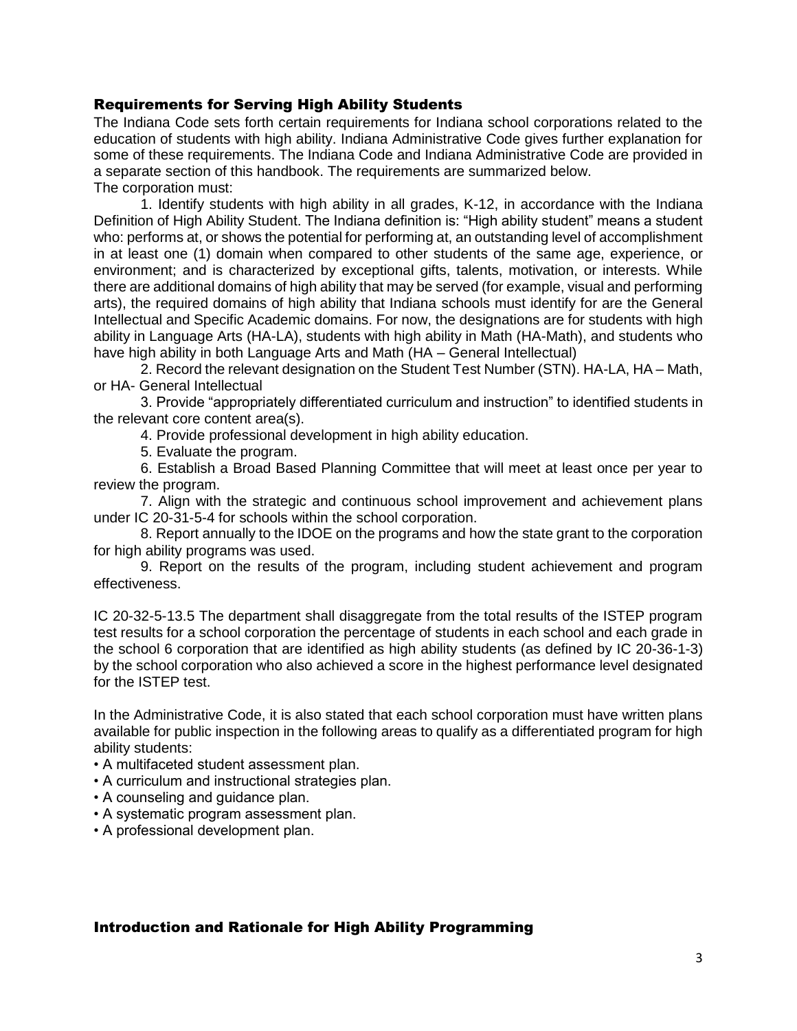## Requirements for Serving High Ability Students

The Indiana Code sets forth certain requirements for Indiana school corporations related to the education of students with high ability. Indiana Administrative Code gives further explanation for some of these requirements. The Indiana Code and Indiana Administrative Code are provided in a separate section of this handbook. The requirements are summarized below.

The corporation must:

1. Identify students with high ability in all grades, K-12, in accordance with the Indiana Definition of High Ability Student. The Indiana definition is: "High ability student" means a student who: performs at, or shows the potential for performing at, an outstanding level of accomplishment in at least one (1) domain when compared to other students of the same age, experience, or environment; and is characterized by exceptional gifts, talents, motivation, or interests. While there are additional domains of high ability that may be served (for example, visual and performing arts), the required domains of high ability that Indiana schools must identify for are the General Intellectual and Specific Academic domains. For now, the designations are for students with high ability in Language Arts (HA-LA), students with high ability in Math (HA-Math), and students who have high ability in both Language Arts and Math (HA – General Intellectual)
2. Record the relevant designation on the Student Test Number (STN). HA-LA, HA – Math, or HA- General Intellectual
3. Provide "appropriately differentiated curriculum and instruction" to identified students in the relevant core content area(s).
4. Provide professional development in high ability education.
5. Evaluate the program.
6. Establish a Broad Based Planning Committee that will meet at least once per year to review the program.
7. Align with the strategic and continuous school improvement and achievement plans under IC 20-31-5-4 for schools within the school corporation.
8. Report annually to the IDOE on the programs and how the state grant to the corporation for high ability programs was used.
9. Report on the results of the program, including student achievement and program effectiveness.

IC 20-32-5-13.5 The department shall disaggregate from the total results of the ISTEP program test results for a school corporation the percentage of students in each school and each grade in the school 6 corporation that are identified as high ability students (as defined by IC 20-36-1-3) by the school corporation who also achieved a score in the highest performance level designated for the ISTEP test.

In the Administrative Code, it is also stated that each school corporation must have written plans available for public inspection in the following areas to qualify as a differentiated program for high ability students:

- A multifaceted student assessment plan.
- A curriculum and instructional strategies plan.
- A counseling and guidance plan.
- A systematic program assessment plan.
- A professional development plan.

## Introduction and Rationale for High Ability Programming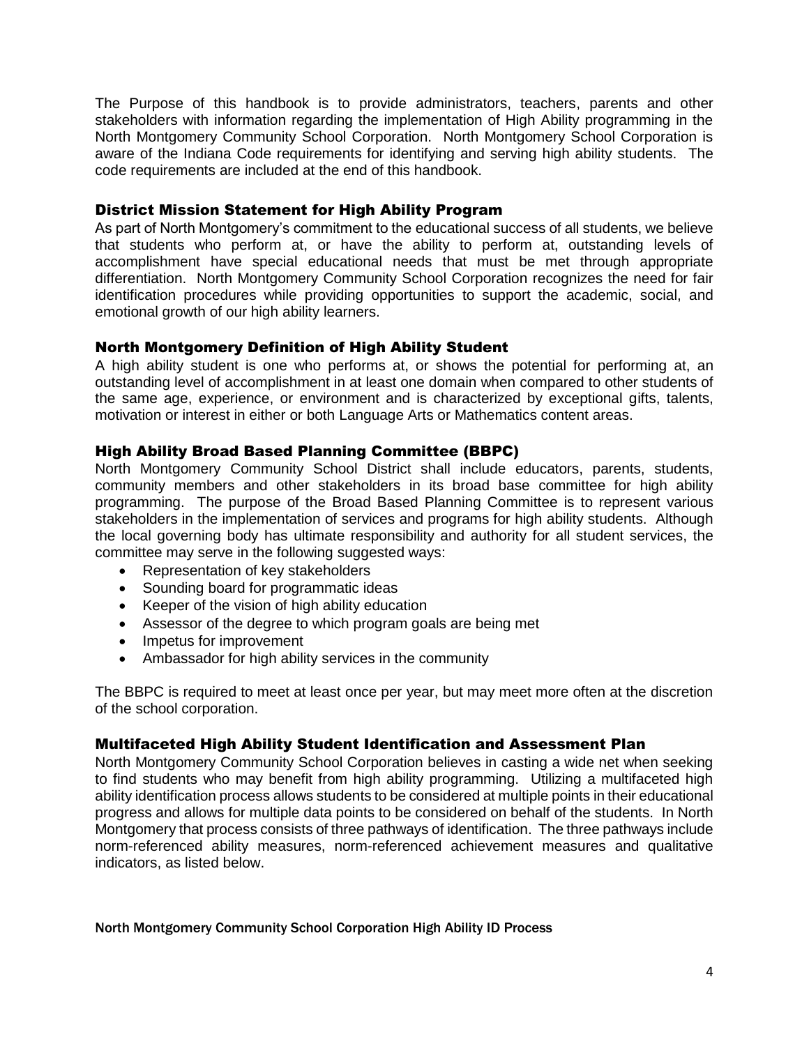The Purpose of this handbook is to provide administrators, teachers, parents and other stakeholders with information regarding the implementation of High Ability programming in the North Montgomery Community School Corporation. North Montgomery School Corporation is aware of the Indiana Code requirements for identifying and serving high ability students. The code requirements are included at the end of this handbook.

## District Mission Statement for High Ability Program

As part of North Montgomery's commitment to the educational success of all students, we believe that students who perform at, or have the ability to perform at, outstanding levels of accomplishment have special educational needs that must be met through appropriate differentiation. North Montgomery Community School Corporation recognizes the need for fair identification procedures while providing opportunities to support the academic, social, and emotional growth of our high ability learners.

## North Montgomery Definition of High Ability Student

A high ability student is one who performs at, or shows the potential for performing at, an outstanding level of accomplishment in at least one domain when compared to other students of the same age, experience, or environment and is characterized by exceptional gifts, talents, motivation or interest in either or both Language Arts or Mathematics content areas.

## High Ability Broad Based Planning Committee (BBPC)

North Montgomery Community School District shall include educators, parents, students, community members and other stakeholders in its broad base committee for high ability programming. The purpose of the Broad Based Planning Committee is to represent various stakeholders in the implementation of services and programs for high ability students. Although the local governing body has ultimate responsibility and authority for all student services, the committee may serve in the following suggested ways:

- Representation of key stakeholders
- Sounding board for programmatic ideas
- Keeper of the vision of high ability education
- Assessor of the degree to which program goals are being met
- Impetus for improvement
- Ambassador for high ability services in the community

The BBPC is required to meet at least once per year, but may meet more often at the discretion of the school corporation.

## Multifaceted High Ability Student Identification and Assessment Plan

North Montgomery Community School Corporation believes in casting a wide net when seeking to find students who may benefit from high ability programming. Utilizing a multifaceted high ability identification process allows students to be considered at multiple points in their educational progress and allows for multiple data points to be considered on behalf of the students. In North Montgomery that process consists of three pathways of identification. The three pathways include norm-referenced ability measures, norm-referenced achievement measures and qualitative indicators, as listed below.

North Montgomery Community School Corporation High Ability ID Process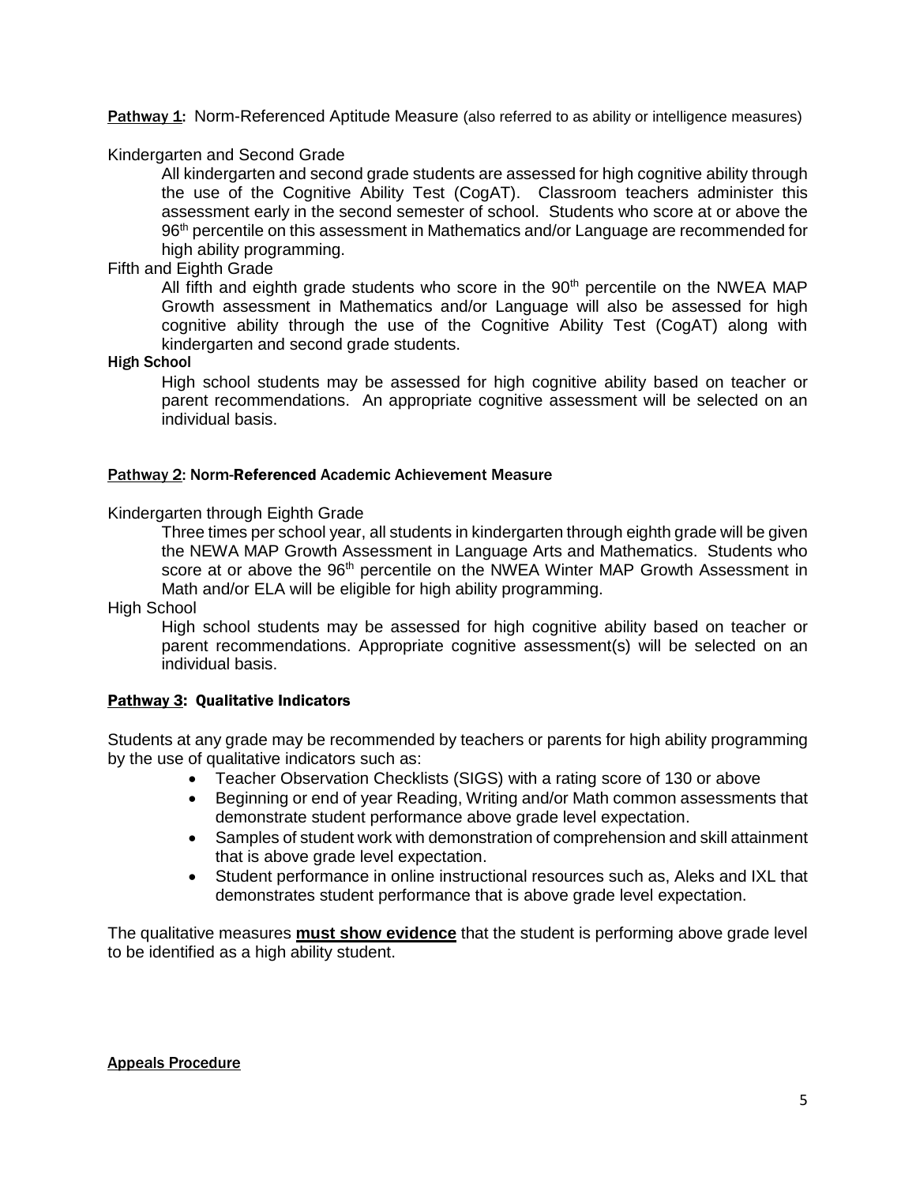**Pathway 1:** Norm-Referenced Aptitude Measure (also referred to as ability or intelligence measures)

Kindergarten and Second Grade

All kindergarten and second grade students are assessed for high cognitive ability through the use of the Cognitive Ability Test (CogAT). Classroom teachers administer this assessment early in the second semester of school. Students who score at or above the 96th percentile on this assessment in Mathematics and/or Language are recommended for high ability programming.

Fifth and Eighth Grade

All fifth and eighth grade students who score in the 90th percentile on the NWEA MAP Growth assessment in Mathematics and/or Language will also be assessed for high cognitive ability through the use of the Cognitive Ability Test (CogAT) along with kindergarten and second grade students.

**High School**

High school students may be assessed for high cognitive ability based on teacher or parent recommendations. An appropriate cognitive assessment will be selected on an individual basis.

**Pathway 2: Norm-Referenced Academic Achievement Measure**

Kindergarten through Eighth Grade

Three times per school year, all students in kindergarten through eighth grade will be given the NEWA MAP Growth Assessment in Language Arts and Mathematics. Students who score at or above the 96th percentile on the NWEA Winter MAP Growth Assessment in Math and/or ELA will be eligible for high ability programming.

High School

High school students may be assessed for high cognitive ability based on teacher or parent recommendations. Appropriate cognitive assessment(s) will be selected on an individual basis.

**Pathway 3: Qualitative Indicators**

Students at any grade may be recommended by teachers or parents for high ability programming by the use of qualitative indicators such as:

- Teacher Observation Checklists (SIGS) with a rating score of 130 or above
- Beginning or end of year Reading, Writing and/or Math common assessments that demonstrate student performance above grade level expectation.
- Samples of student work with demonstration of comprehension and skill attainment that is above grade level expectation.
- Student performance in online instructional resources such as, Aleks and IXL that demonstrates student performance that is above grade level expectation.

The qualitative measures **must show evidence** that the student is performing above grade level to be identified as a high ability student.

**Appeals Procedure**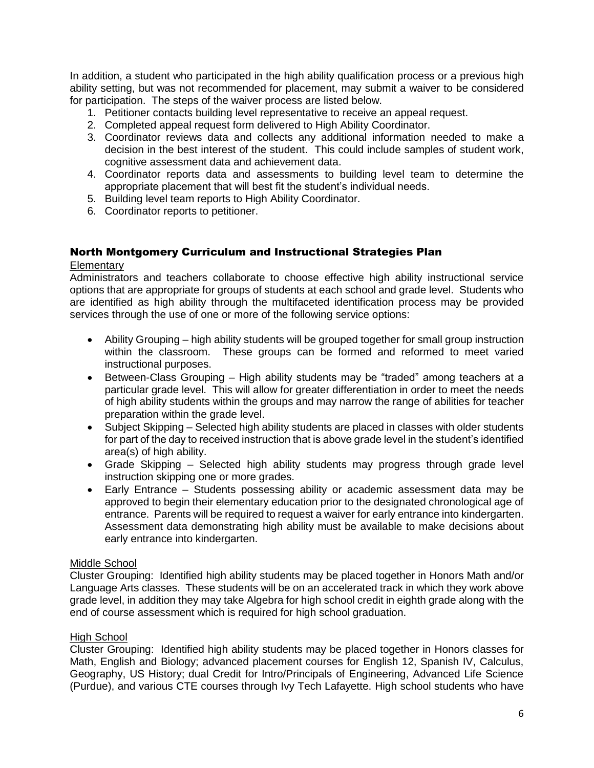In addition, a student who participated in the high ability qualification process or a previous high ability setting, but was not recommended for placement, may submit a waiver to be considered for participation. The steps of the waiver process are listed below.

1. Petitioner contacts building level representative to receive an appeal request.
2. Completed appeal request form delivered to High Ability Coordinator.
3. Coordinator reviews data and collects any additional information needed to make a decision in the best interest of the student. This could include samples of student work, cognitive assessment data and achievement data.
4. Coordinator reports data and assessments to building level team to determine the appropriate placement that will best fit the student's individual needs.
5. Building level team reports to High Ability Coordinator.
6. Coordinator reports to petitioner.

## North Montgomery Curriculum and Instructional Strategies Plan

### Elementary

Administrators and teachers collaborate to choose effective high ability instructional service options that are appropriate for groups of students at each school and grade level. Students who are identified as high ability through the multifaceted identification process may be provided services through the use of one or more of the following service options:

- Ability Grouping – high ability students will be grouped together for small group instruction within the classroom. These groups can be formed and reformed to meet varied instructional purposes.
- Between-Class Grouping – High ability students may be "traded" among teachers at a particular grade level. This will allow for greater differentiation in order to meet the needs of high ability students within the groups and may narrow the range of abilities for teacher preparation within the grade level.
- Subject Skipping – Selected high ability students are placed in classes with older students for part of the day to received instruction that is above grade level in the student's identified area(s) of high ability.
- Grade Skipping – Selected high ability students may progress through grade level instruction skipping one or more grades.
- Early Entrance – Students possessing ability or academic assessment data may be approved to begin their elementary education prior to the designated chronological age of entrance. Parents will be required to request a waiver for early entrance into kindergarten. Assessment data demonstrating high ability must be available to make decisions about early entrance into kindergarten.

### Middle School

Cluster Grouping: Identified high ability students may be placed together in Honors Math and/or Language Arts classes. These students will be on an accelerated track in which they work above grade level, in addition they may take Algebra for high school credit in eighth grade along with the end of course assessment which is required for high school graduation.

### High School

Cluster Grouping: Identified high ability students may be placed together in Honors classes for Math, English and Biology; advanced placement courses for English 12, Spanish IV, Calculus, Geography, US History; dual Credit for Intro/Principals of Engineering, Advanced Life Science (Purdue), and various CTE courses through Ivy Tech Lafayette. High school students who have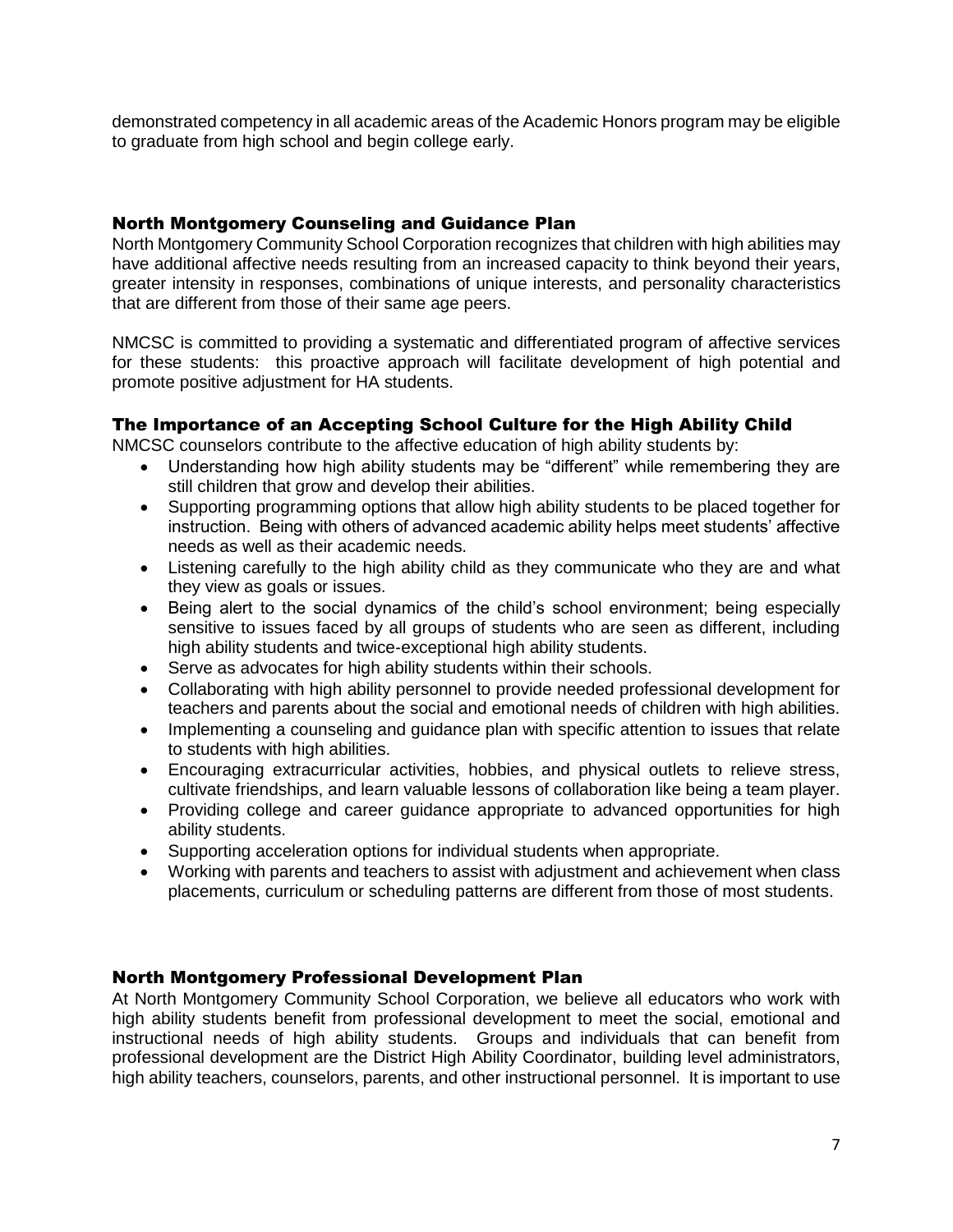demonstrated competency in all academic areas of the Academic Honors program may be eligible to graduate from high school and begin college early.

## North Montgomery Counseling and Guidance Plan

North Montgomery Community School Corporation recognizes that children with high abilities may have additional affective needs resulting from an increased capacity to think beyond their years, greater intensity in responses, combinations of unique interests, and personality characteristics that are different from those of their same age peers.

NMCSC is committed to providing a systematic and differentiated program of affective services for these students: this proactive approach will facilitate development of high potential and promote positive adjustment for HA students.

## The Importance of an Accepting School Culture for the High Ability Child

NMCSC counselors contribute to the affective education of high ability students by:

- Understanding how high ability students may be "different" while remembering they are still children that grow and develop their abilities.
- Supporting programming options that allow high ability students to be placed together for instruction. Being with others of advanced academic ability helps meet students' affective needs as well as their academic needs.
- Listening carefully to the high ability child as they communicate who they are and what they view as goals or issues.
- Being alert to the social dynamics of the child's school environment; being especially sensitive to issues faced by all groups of students who are seen as different, including high ability students and twice-exceptional high ability students.
- Serve as advocates for high ability students within their schools.
- Collaborating with high ability personnel to provide needed professional development for teachers and parents about the social and emotional needs of children with high abilities.
- Implementing a counseling and guidance plan with specific attention to issues that relate to students with high abilities.
- Encouraging extracurricular activities, hobbies, and physical outlets to relieve stress, cultivate friendships, and learn valuable lessons of collaboration like being a team player.
- Providing college and career guidance appropriate to advanced opportunities for high ability students.
- Supporting acceleration options for individual students when appropriate.
- Working with parents and teachers to assist with adjustment and achievement when class placements, curriculum or scheduling patterns are different from those of most students.

## North Montgomery Professional Development Plan

At North Montgomery Community School Corporation, we believe all educators who work with high ability students benefit from professional development to meet the social, emotional and instructional needs of high ability students. Groups and individuals that can benefit from professional development are the District High Ability Coordinator, building level administrators, high ability teachers, counselors, parents, and other instructional personnel. It is important to use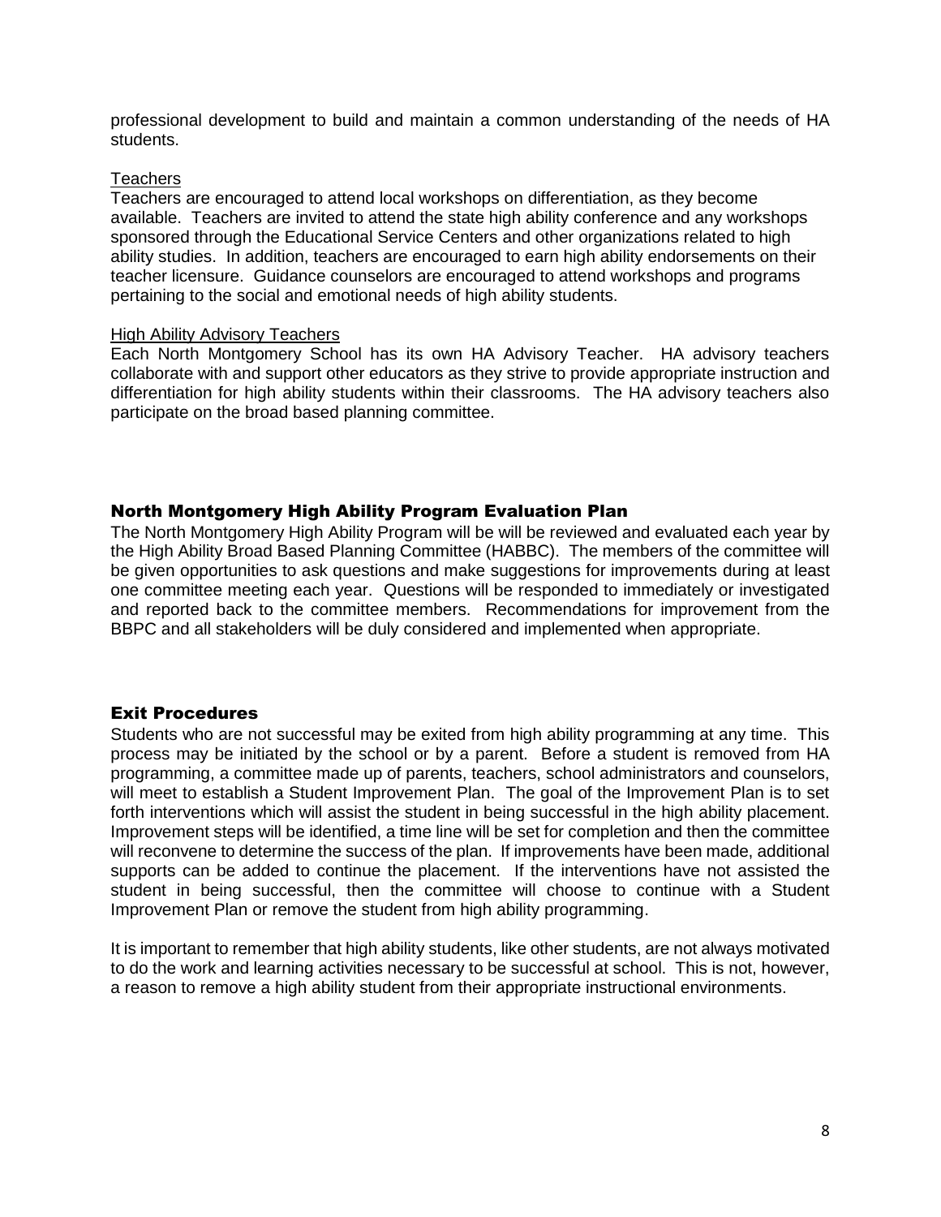professional development to build and maintain a common understanding of the needs of HA students.

Teachers

Teachers are encouraged to attend local workshops on differentiation, as they become available. Teachers are invited to attend the state high ability conference and any workshops sponsored through the Educational Service Centers and other organizations related to high ability studies. In addition, teachers are encouraged to earn high ability endorsements on their teacher licensure. Guidance counselors are encouraged to attend workshops and programs pertaining to the social and emotional needs of high ability students.

High Ability Advisory Teachers

Each North Montgomery School has its own HA Advisory Teacher. HA advisory teachers collaborate with and support other educators as they strive to provide appropriate instruction and differentiation for high ability students within their classrooms. The HA advisory teachers also participate on the broad based planning committee.

## North Montgomery High Ability Program Evaluation Plan

The North Montgomery High Ability Program will be will be reviewed and evaluated each year by the High Ability Broad Based Planning Committee (HABBC). The members of the committee will be given opportunities to ask questions and make suggestions for improvements during at least one committee meeting each year. Questions will be responded to immediately or investigated and reported back to the committee members. Recommendations for improvement from the BBPC and all stakeholders will be duly considered and implemented when appropriate.

## Exit Procedures

Students who are not successful may be exited from high ability programming at any time. This process may be initiated by the school or by a parent. Before a student is removed from HA programming, a committee made up of parents, teachers, school administrators and counselors, will meet to establish a Student Improvement Plan. The goal of the Improvement Plan is to set forth interventions which will assist the student in being successful in the high ability placement. Improvement steps will be identified, a time line will be set for completion and then the committee will reconvene to determine the success of the plan. If improvements have been made, additional supports can be added to continue the placement. If the interventions have not assisted the student in being successful, then the committee will choose to continue with a Student Improvement Plan or remove the student from high ability programming.

It is important to remember that high ability students, like other students, are not always motivated to do the work and learning activities necessary to be successful at school. This is not, however, a reason to remove a high ability student from their appropriate instructional environments.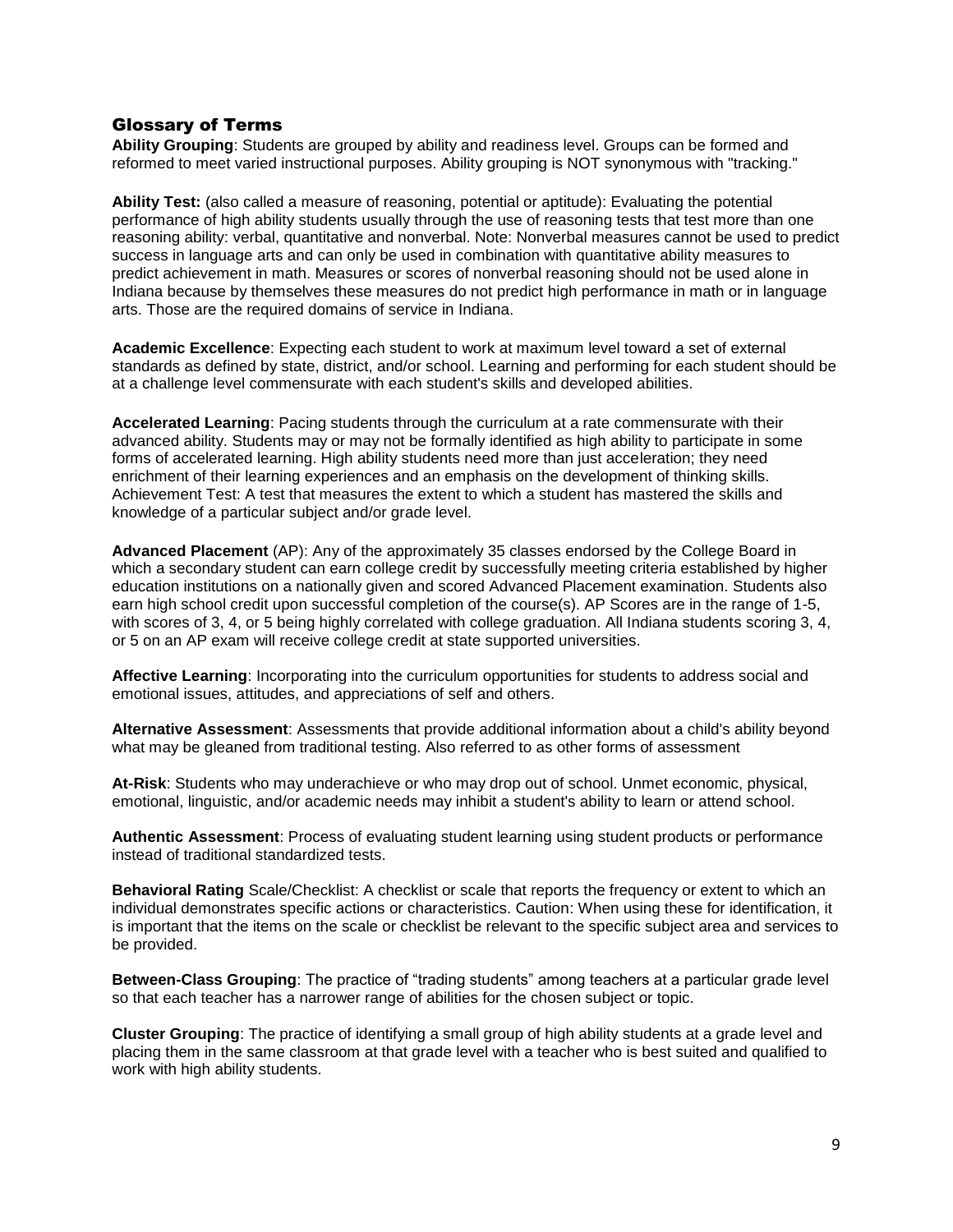## Glossary of Terms

**Ability Grouping**: Students are grouped by ability and readiness level. Groups can be formed and reformed to meet varied instructional purposes. Ability grouping is NOT synonymous with "tracking."

**Ability Test:** (also called a measure of reasoning, potential or aptitude): Evaluating the potential performance of high ability students usually through the use of reasoning tests that test more than one reasoning ability: verbal, quantitative and nonverbal. Note: Nonverbal measures cannot be used to predict success in language arts and can only be used in combination with quantitative ability measures to predict achievement in math. Measures or scores of nonverbal reasoning should not be used alone in Indiana because by themselves these measures do not predict high performance in math or in language arts. Those are the required domains of service in Indiana.

**Academic Excellence**: Expecting each student to work at maximum level toward a set of external standards as defined by state, district, and/or school. Learning and performing for each student should be at a challenge level commensurate with each student's skills and developed abilities.

**Accelerated Learning**: Pacing students through the curriculum at a rate commensurate with their advanced ability. Students may or may not be formally identified as high ability to participate in some forms of accelerated learning. High ability students need more than just acceleration; they need enrichment of their learning experiences and an emphasis on the development of thinking skills. Achievement Test: A test that measures the extent to which a student has mastered the skills and knowledge of a particular subject and/or grade level.

**Advanced Placement** (AP): Any of the approximately 35 classes endorsed by the College Board in which a secondary student can earn college credit by successfully meeting criteria established by higher education institutions on a nationally given and scored Advanced Placement examination. Students also earn high school credit upon successful completion of the course(s). AP Scores are in the range of 1-5, with scores of 3, 4, or 5 being highly correlated with college graduation. All Indiana students scoring 3, 4, or 5 on an AP exam will receive college credit at state supported universities.

**Affective Learning**: Incorporating into the curriculum opportunities for students to address social and emotional issues, attitudes, and appreciations of self and others.

**Alternative Assessment**: Assessments that provide additional information about a child's ability beyond what may be gleaned from traditional testing. Also referred to as other forms of assessment

**At-Risk**: Students who may underachieve or who may drop out of school. Unmet economic, physical, emotional, linguistic, and/or academic needs may inhibit a student's ability to learn or attend school.

**Authentic Assessment**: Process of evaluating student learning using student products or performance instead of traditional standardized tests.

**Behavioral Rating** Scale/Checklist: A checklist or scale that reports the frequency or extent to which an individual demonstrates specific actions or characteristics. Caution: When using these for identification, it is important that the items on the scale or checklist be relevant to the specific subject area and services to be provided.

**Between-Class Grouping**: The practice of "trading students" among teachers at a particular grade level so that each teacher has a narrower range of abilities for the chosen subject or topic.

**Cluster Grouping**: The practice of identifying a small group of high ability students at a grade level and placing them in the same classroom at that grade level with a teacher who is best suited and qualified to work with high ability students.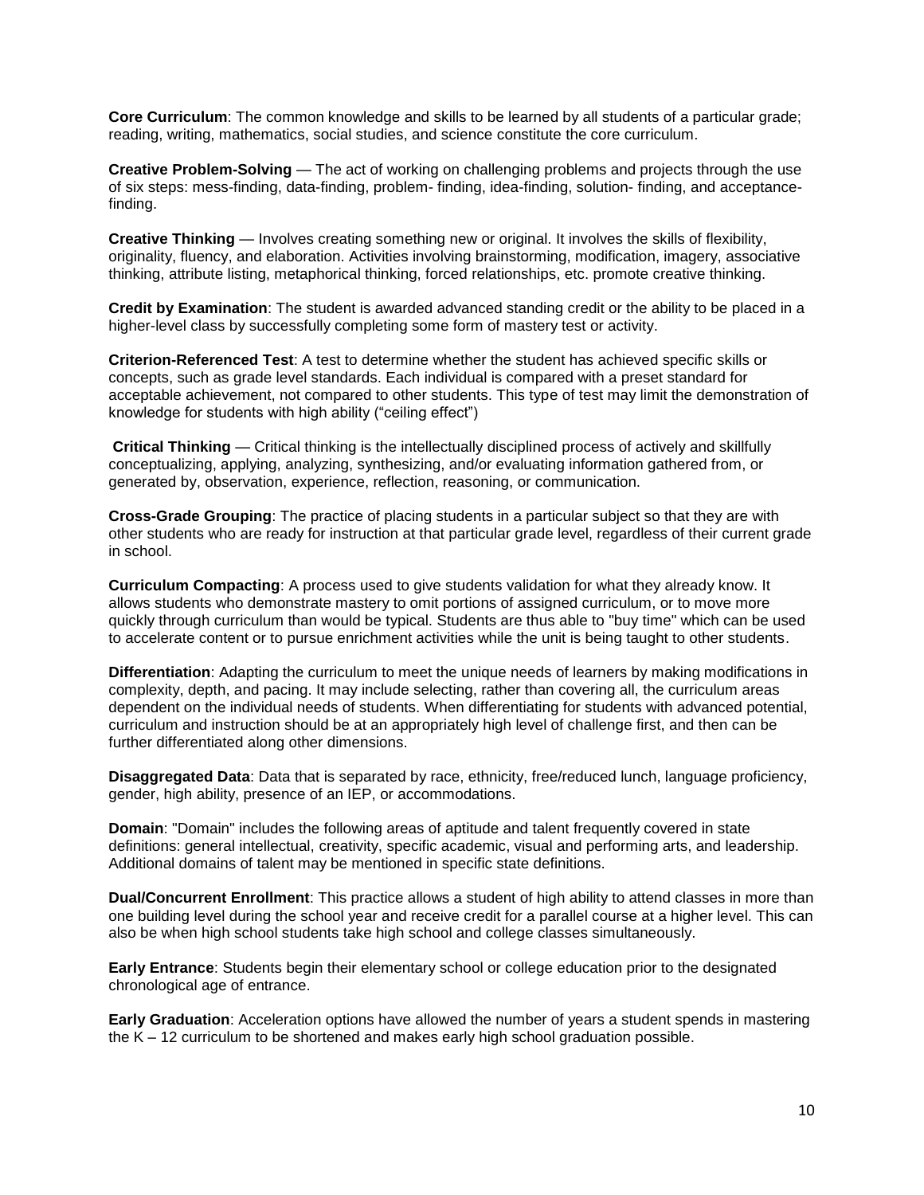**Core Curriculum**: The common knowledge and skills to be learned by all students of a particular grade; reading, writing, mathematics, social studies, and science constitute the core curriculum.

**Creative Problem-Solving** — The act of working on challenging problems and projects through the use of six steps: mess-finding, data-finding, problem- finding, idea-finding, solution- finding, and acceptance-finding.

**Creative Thinking** — Involves creating something new or original. It involves the skills of flexibility, originality, fluency, and elaboration. Activities involving brainstorming, modification, imagery, associative thinking, attribute listing, metaphorical thinking, forced relationships, etc. promote creative thinking.

**Credit by Examination**: The student is awarded advanced standing credit or the ability to be placed in a higher-level class by successfully completing some form of mastery test or activity.

**Criterion-Referenced Test**: A test to determine whether the student has achieved specific skills or concepts, such as grade level standards. Each individual is compared with a preset standard for acceptable achievement, not compared to other students. This type of test may limit the demonstration of knowledge for students with high ability ("ceiling effect")

**Critical Thinking** — Critical thinking is the intellectually disciplined process of actively and skillfully conceptualizing, applying, analyzing, synthesizing, and/or evaluating information gathered from, or generated by, observation, experience, reflection, reasoning, or communication.

**Cross-Grade Grouping**: The practice of placing students in a particular subject so that they are with other students who are ready for instruction at that particular grade level, regardless of their current grade in school.

**Curriculum Compacting**: A process used to give students validation for what they already know. It allows students who demonstrate mastery to omit portions of assigned curriculum, or to move more quickly through curriculum than would be typical. Students are thus able to "buy time" which can be used to accelerate content or to pursue enrichment activities while the unit is being taught to other students.

**Differentiation**: Adapting the curriculum to meet the unique needs of learners by making modifications in complexity, depth, and pacing. It may include selecting, rather than covering all, the curriculum areas dependent on the individual needs of students. When differentiating for students with advanced potential, curriculum and instruction should be at an appropriately high level of challenge first, and then can be further differentiated along other dimensions.

**Disaggregated Data**: Data that is separated by race, ethnicity, free/reduced lunch, language proficiency, gender, high ability, presence of an IEP, or accommodations.

**Domain**: "Domain" includes the following areas of aptitude and talent frequently covered in state definitions: general intellectual, creativity, specific academic, visual and performing arts, and leadership. Additional domains of talent may be mentioned in specific state definitions.

**Dual/Concurrent Enrollment**: This practice allows a student of high ability to attend classes in more than one building level during the school year and receive credit for a parallel course at a higher level. This can also be when high school students take high school and college classes simultaneously.

**Early Entrance**: Students begin their elementary school or college education prior to the designated chronological age of entrance.

**Early Graduation**: Acceleration options have allowed the number of years a student spends in mastering the K – 12 curriculum to be shortened and makes early high school graduation possible.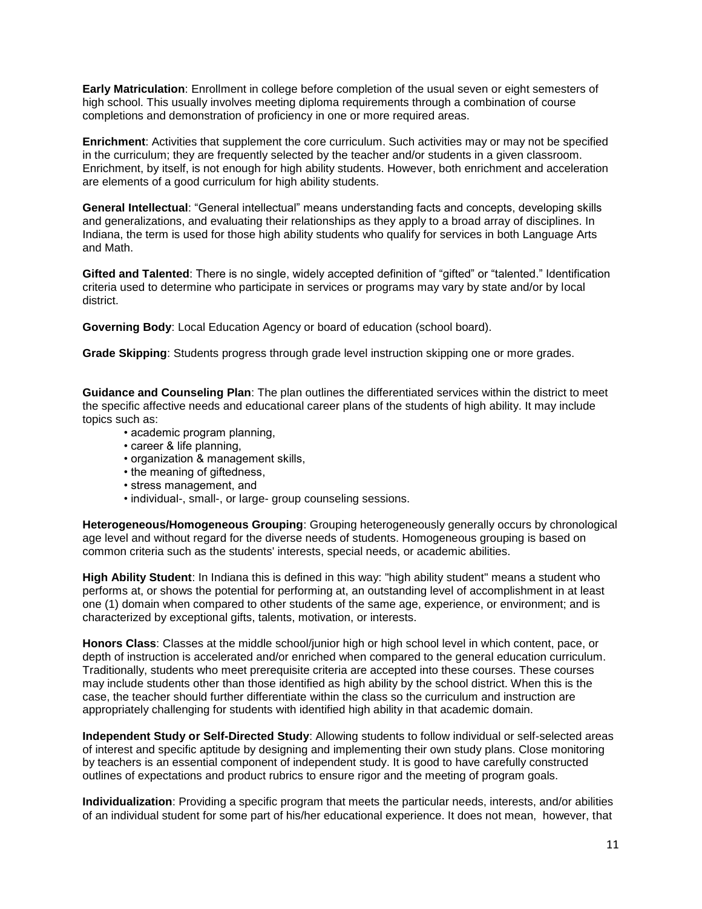**Early Matriculation**: Enrollment in college before completion of the usual seven or eight semesters of high school. This usually involves meeting diploma requirements through a combination of course completions and demonstration of proficiency in one or more required areas.

**Enrichment**: Activities that supplement the core curriculum. Such activities may or may not be specified in the curriculum; they are frequently selected by the teacher and/or students in a given classroom. Enrichment, by itself, is not enough for high ability students. However, both enrichment and acceleration are elements of a good curriculum for high ability students.

**General Intellectual**: "General intellectual" means understanding facts and concepts, developing skills and generalizations, and evaluating their relationships as they apply to a broad array of disciplines. In Indiana, the term is used for those high ability students who qualify for services in both Language Arts and Math.

**Gifted and Talented**: There is no single, widely accepted definition of "gifted" or "talented." Identification criteria used to determine who participate in services or programs may vary by state and/or by local district.

**Governing Body**: Local Education Agency or board of education (school board).

**Grade Skipping**: Students progress through grade level instruction skipping one or more grades.

**Guidance and Counseling Plan**: The plan outlines the differentiated services within the district to meet the specific affective needs and educational career plans of the students of high ability. It may include topics such as:

- academic program planning,
- career & life planning,
- organization & management skills,
- the meaning of giftedness,
- stress management, and
- individual-, small-, or large- group counseling sessions.

**Heterogeneous/Homogeneous Grouping**: Grouping heterogeneously generally occurs by chronological age level and without regard for the diverse needs of students. Homogeneous grouping is based on common criteria such as the students' interests, special needs, or academic abilities.

**High Ability Student**: In Indiana this is defined in this way: "high ability student" means a student who performs at, or shows the potential for performing at, an outstanding level of accomplishment in at least one (1) domain when compared to other students of the same age, experience, or environment; and is characterized by exceptional gifts, talents, motivation, or interests.

**Honors Class**: Classes at the middle school/junior high or high school level in which content, pace, or depth of instruction is accelerated and/or enriched when compared to the general education curriculum. Traditionally, students who meet prerequisite criteria are accepted into these courses. These courses may include students other than those identified as high ability by the school district. When this is the case, the teacher should further differentiate within the class so the curriculum and instruction are appropriately challenging for students with identified high ability in that academic domain.

**Independent Study or Self-Directed Study**: Allowing students to follow individual or self-selected areas of interest and specific aptitude by designing and implementing their own study plans. Close monitoring by teachers is an essential component of independent study. It is good to have carefully constructed outlines of expectations and product rubrics to ensure rigor and the meeting of program goals.

**Individualization**: Providing a specific program that meets the particular needs, interests, and/or abilities of an individual student for some part of his/her educational experience. It does not mean, however, that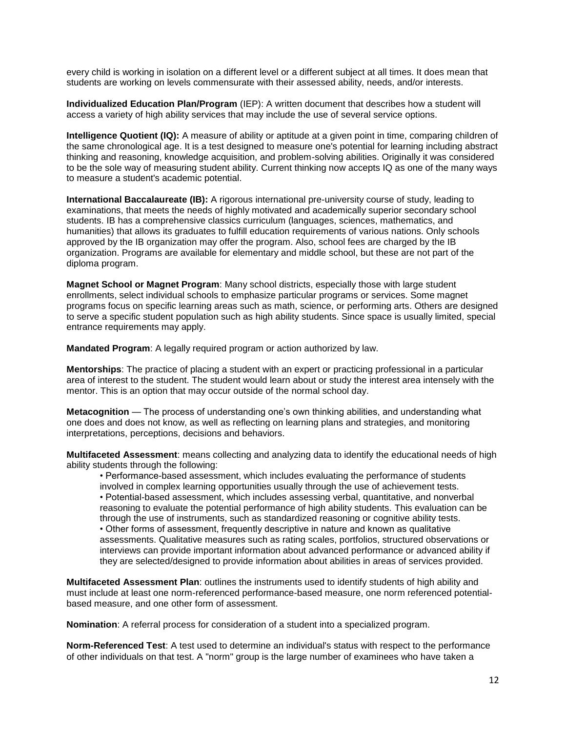every child is working in isolation on a different level or a different subject at all times. It does mean that students are working on levels commensurate with their assessed ability, needs, and/or interests.

**Individualized Education Plan/Program** (IEP): A written document that describes how a student will access a variety of high ability services that may include the use of several service options.

**Intelligence Quotient (IQ):** A measure of ability or aptitude at a given point in time, comparing children of the same chronological age. It is a test designed to measure one's potential for learning including abstract thinking and reasoning, knowledge acquisition, and problem-solving abilities. Originally it was considered to be the sole way of measuring student ability. Current thinking now accepts IQ as one of the many ways to measure a student's academic potential.

**International Baccalaureate (IB):** A rigorous international pre-university course of study, leading to examinations, that meets the needs of highly motivated and academically superior secondary school students. IB has a comprehensive classics curriculum (languages, sciences, mathematics, and humanities) that allows its graduates to fulfill education requirements of various nations. Only schools approved by the IB organization may offer the program. Also, school fees are charged by the IB organization. Programs are available for elementary and middle school, but these are not part of the diploma program.

**Magnet School or Magnet Program**: Many school districts, especially those with large student enrollments, select individual schools to emphasize particular programs or services. Some magnet programs focus on specific learning areas such as math, science, or performing arts. Others are designed to serve a specific student population such as high ability students. Since space is usually limited, special entrance requirements may apply.

**Mandated Program**: A legally required program or action authorized by law.

**Mentorships**: The practice of placing a student with an expert or practicing professional in a particular area of interest to the student. The student would learn about or study the interest area intensely with the mentor. This is an option that may occur outside of the normal school day.

**Metacognition** — The process of understanding one's own thinking abilities, and understanding what one does and does not know, as well as reflecting on learning plans and strategies, and monitoring interpretations, perceptions, decisions and behaviors.

**Multifaceted Assessment**: means collecting and analyzing data to identify the educational needs of high ability students through the following:

- Performance-based assessment, which includes evaluating the performance of students involved in complex learning opportunities usually through the use of achievement tests.
- Potential-based assessment, which includes assessing verbal, quantitative, and nonverbal reasoning to evaluate the potential performance of high ability students. This evaluation can be through the use of instruments, such as standardized reasoning or cognitive ability tests.
- Other forms of assessment, frequently descriptive in nature and known as qualitative assessments. Qualitative measures such as rating scales, portfolios, structured observations or interviews can provide important information about advanced performance or advanced ability if they are selected/designed to provide information about abilities in areas of services provided.

**Multifaceted Assessment Plan**: outlines the instruments used to identify students of high ability and must include at least one norm-referenced performance-based measure, one norm referenced potential-based measure, and one other form of assessment.

**Nomination**: A referral process for consideration of a student into a specialized program.

**Norm-Referenced Test**: A test used to determine an individual's status with respect to the performance of other individuals on that test. A "norm" group is the large number of examinees who have taken a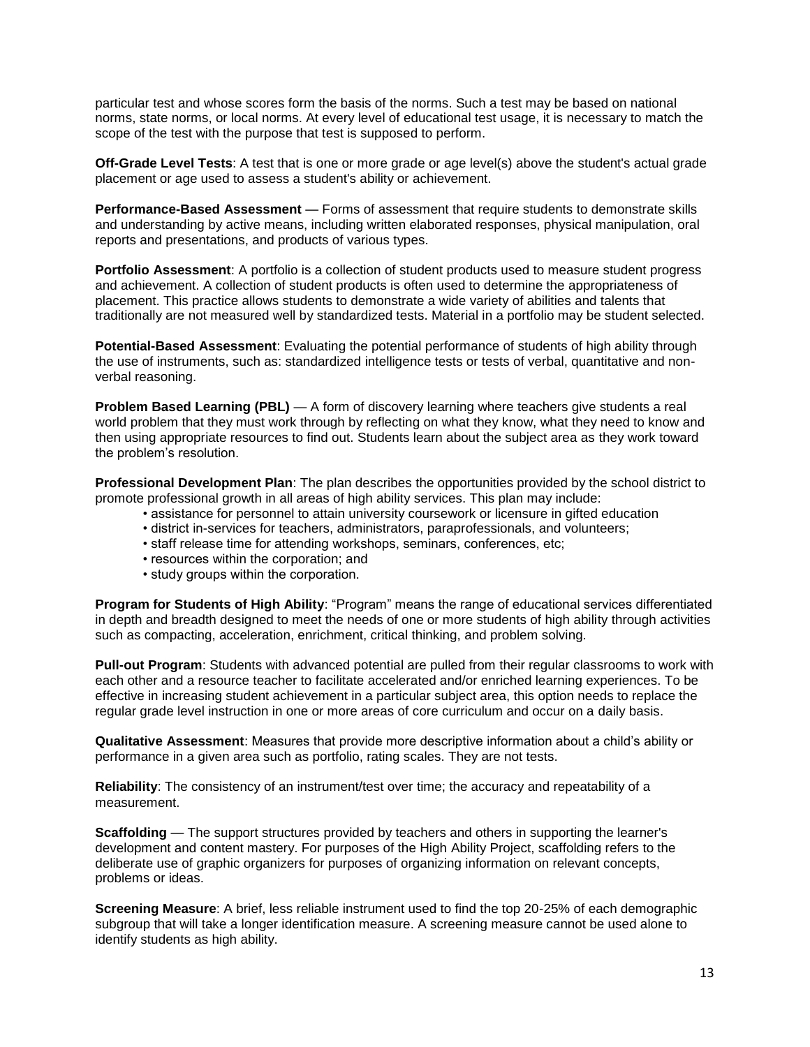particular test and whose scores form the basis of the norms. Such a test may be based on national norms, state norms, or local norms. At every level of educational test usage, it is necessary to match the scope of the test with the purpose that test is supposed to perform.

**Off-Grade Level Tests**: A test that is one or more grade or age level(s) above the student's actual grade placement or age used to assess a student's ability or achievement.

**Performance-Based Assessment** — Forms of assessment that require students to demonstrate skills and understanding by active means, including written elaborated responses, physical manipulation, oral reports and presentations, and products of various types.

**Portfolio Assessment**: A portfolio is a collection of student products used to measure student progress and achievement. A collection of student products is often used to determine the appropriateness of placement. This practice allows students to demonstrate a wide variety of abilities and talents that traditionally are not measured well by standardized tests. Material in a portfolio may be student selected.

**Potential-Based Assessment**: Evaluating the potential performance of students of high ability through the use of instruments, such as: standardized intelligence tests or tests of verbal, quantitative and non-verbal reasoning.

**Problem Based Learning (PBL)** — A form of discovery learning where teachers give students a real world problem that they must work through by reflecting on what they know, what they need to know and then using appropriate resources to find out. Students learn about the subject area as they work toward the problem's resolution.

**Professional Development Plan**: The plan describes the opportunities provided by the school district to promote professional growth in all areas of high ability services. This plan may include:

- assistance for personnel to attain university coursework or licensure in gifted education
- district in-services for teachers, administrators, paraprofessionals, and volunteers;
- staff release time for attending workshops, seminars, conferences, etc;
- resources within the corporation; and
- study groups within the corporation.

**Program for Students of High Ability**: "Program" means the range of educational services differentiated in depth and breadth designed to meet the needs of one or more students of high ability through activities such as compacting, acceleration, enrichment, critical thinking, and problem solving.

**Pull-out Program**: Students with advanced potential are pulled from their regular classrooms to work with each other and a resource teacher to facilitate accelerated and/or enriched learning experiences. To be effective in increasing student achievement in a particular subject area, this option needs to replace the regular grade level instruction in one or more areas of core curriculum and occur on a daily basis.

**Qualitative Assessment**: Measures that provide more descriptive information about a child's ability or performance in a given area such as portfolio, rating scales. They are not tests.

**Reliability**: The consistency of an instrument/test over time; the accuracy and repeatability of a measurement.

**Scaffolding** — The support structures provided by teachers and others in supporting the learner's development and content mastery. For purposes of the High Ability Project, scaffolding refers to the deliberate use of graphic organizers for purposes of organizing information on relevant concepts, problems or ideas.

**Screening Measure**: A brief, less reliable instrument used to find the top 20-25% of each demographic subgroup that will take a longer identification measure. A screening measure cannot be used alone to identify students as high ability.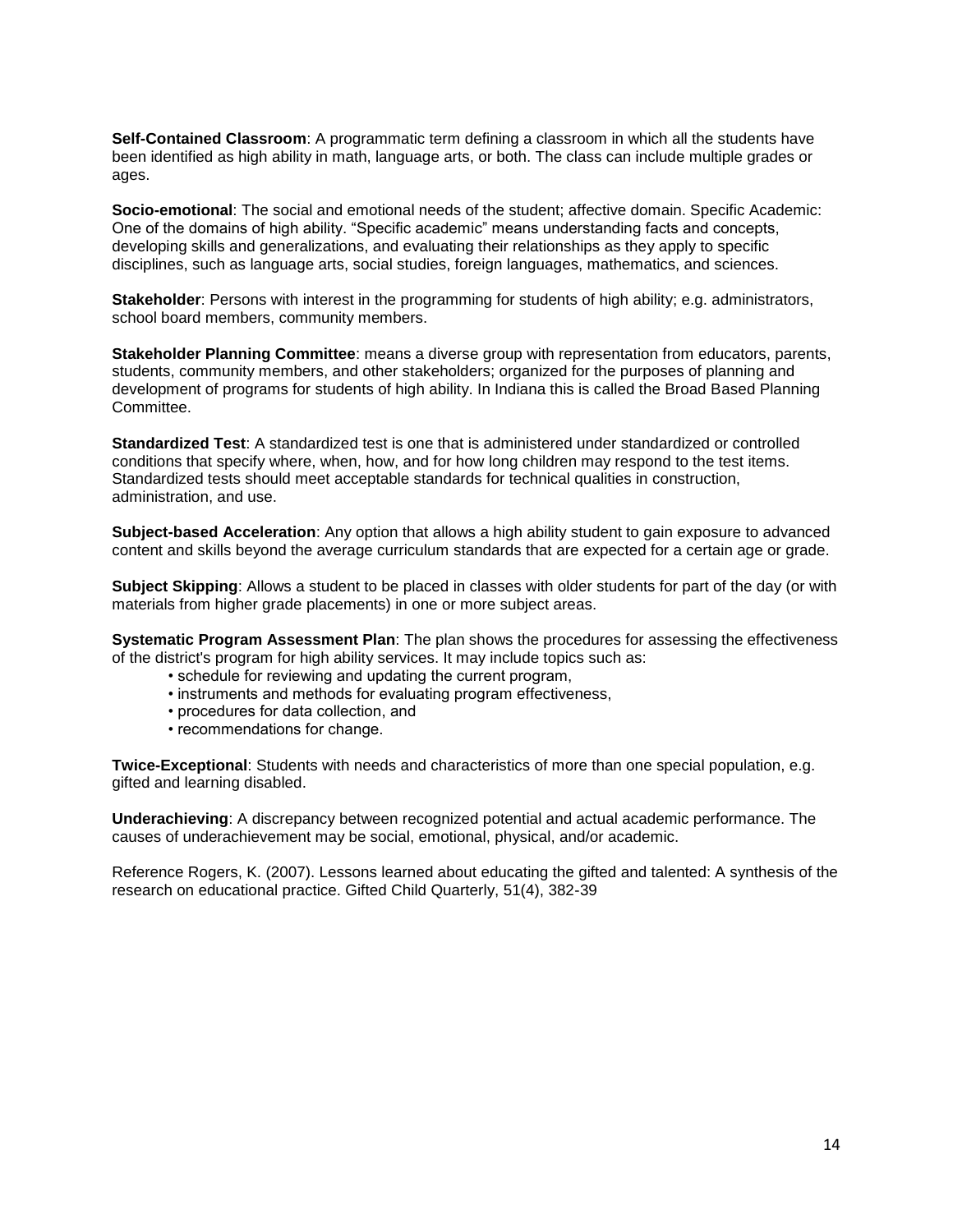**Self-Contained Classroom**: A programmatic term defining a classroom in which all the students have been identified as high ability in math, language arts, or both. The class can include multiple grades or ages.

**Socio-emotional**: The social and emotional needs of the student; affective domain. Specific Academic: One of the domains of high ability. "Specific academic" means understanding facts and concepts, developing skills and generalizations, and evaluating their relationships as they apply to specific disciplines, such as language arts, social studies, foreign languages, mathematics, and sciences.

**Stakeholder**: Persons with interest in the programming for students of high ability; e.g. administrators, school board members, community members.

**Stakeholder Planning Committee**: means a diverse group with representation from educators, parents, students, community members, and other stakeholders; organized for the purposes of planning and development of programs for students of high ability. In Indiana this is called the Broad Based Planning Committee.

**Standardized Test**: A standardized test is one that is administered under standardized or controlled conditions that specify where, when, how, and for how long children may respond to the test items. Standardized tests should meet acceptable standards for technical qualities in construction, administration, and use.

**Subject-based Acceleration**: Any option that allows a high ability student to gain exposure to advanced content and skills beyond the average curriculum standards that are expected for a certain age or grade.

**Subject Skipping**: Allows a student to be placed in classes with older students for part of the day (or with materials from higher grade placements) in one or more subject areas.

**Systematic Program Assessment Plan**: The plan shows the procedures for assessing the effectiveness of the district's program for high ability services. It may include topics such as:

- schedule for reviewing and updating the current program,
- instruments and methods for evaluating program effectiveness,
- procedures for data collection, and
- recommendations for change.

**Twice-Exceptional**: Students with needs and characteristics of more than one special population, e.g. gifted and learning disabled.

**Underachieving**: A discrepancy between recognized potential and actual academic performance. The causes of underachievement may be social, emotional, physical, and/or academic.

Reference Rogers, K. (2007). Lessons learned about educating the gifted and talented: A synthesis of the research on educational practice. Gifted Child Quarterly, 51(4), 382-39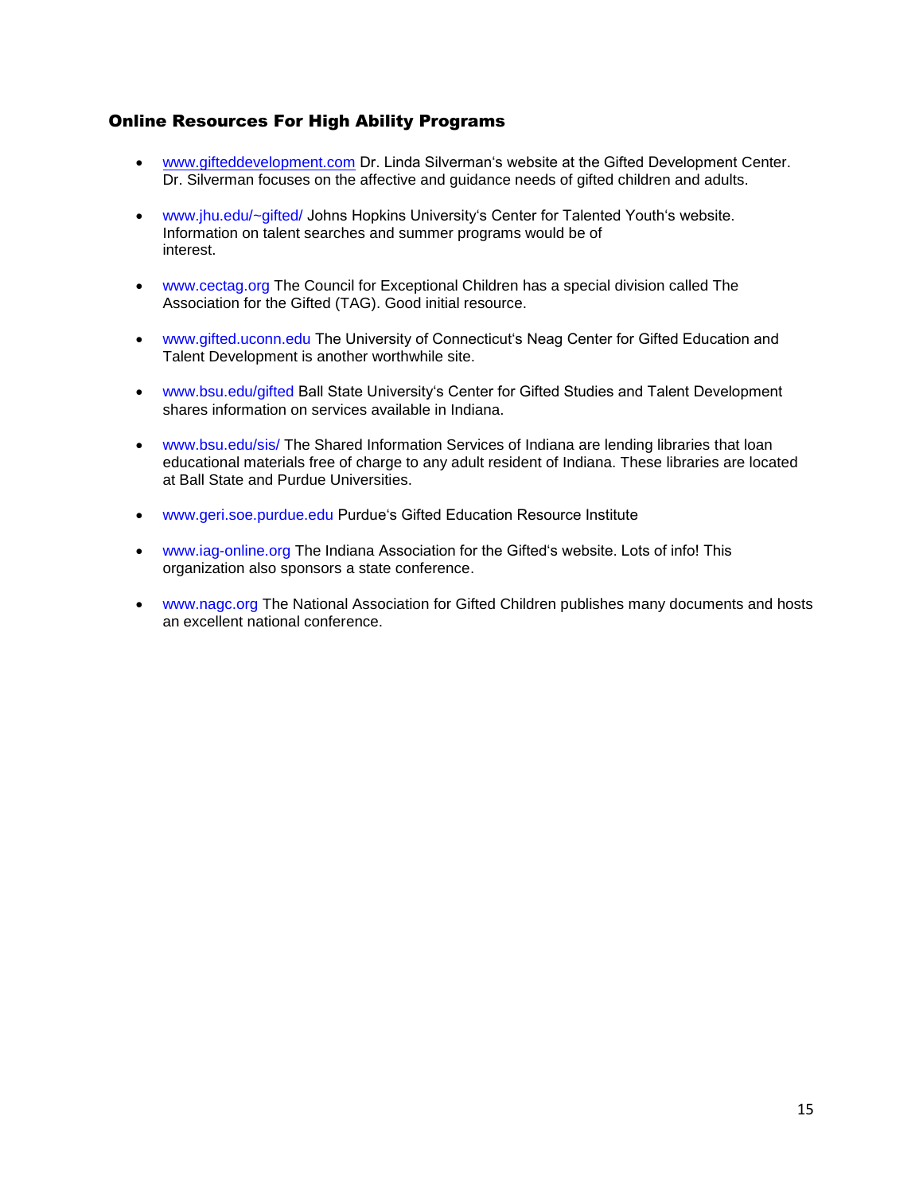## Online Resources For High Ability Programs

- www.gifteddevelopment.com Dr. Linda Silverman's website at the Gifted Development Center. Dr. Silverman focuses on the affective and guidance needs of gifted children and adults.
- www.jhu.edu/~gifted/ Johns Hopkins University's Center for Talented Youth's website. Information on talent searches and summer programs would be of interest.
- www.cectag.org The Council for Exceptional Children has a special division called The Association for the Gifted (TAG). Good initial resource.
- www.gifted.uconn.edu The University of Connecticut's Neag Center for Gifted Education and Talent Development is another worthwhile site.
- www.bsu.edu/gifted Ball State University's Center for Gifted Studies and Talent Development shares information on services available in Indiana.
- www.bsu.edu/sis/ The Shared Information Services of Indiana are lending libraries that loan educational materials free of charge to any adult resident of Indiana. These libraries are located at Ball State and Purdue Universities.
- www.geri.soe.purdue.edu Purdue's Gifted Education Resource Institute
- www.iag-online.org The Indiana Association for the Gifted's website. Lots of info! This organization also sponsors a state conference.
- www.nagc.org The National Association for Gifted Children publishes many documents and hosts an excellent national conference.